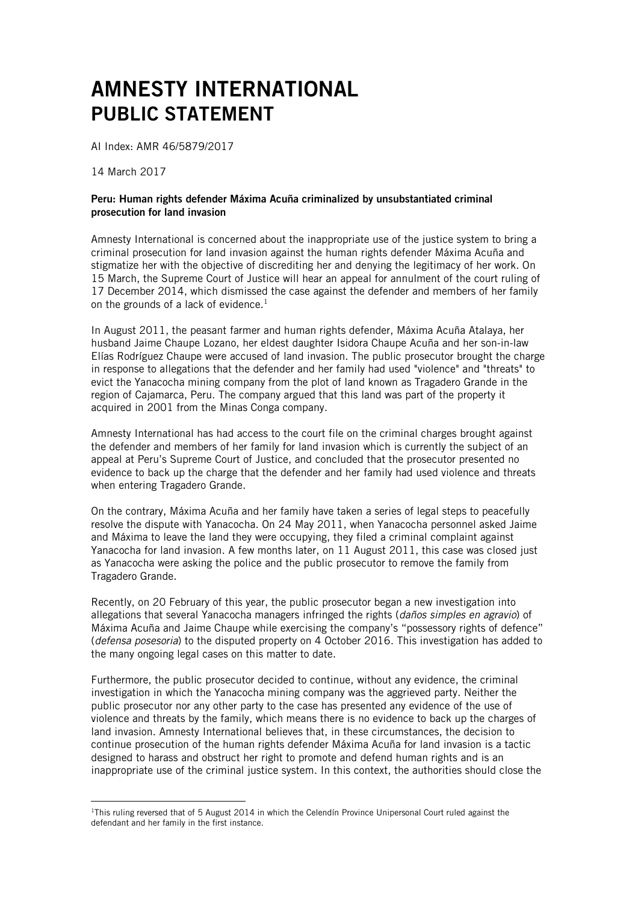# AMNESTY INTERNATIONAL
# PUBLIC STATEMENT

AI Index: AMR 46/5879/2017

14 March 2017

**Peru: Human rights defender Máxima Acuña criminalized by unsubstantiated criminal prosecution for land invasion**

Amnesty International is concerned about the inappropriate use of the justice system to bring a criminal prosecution for land invasion against the human rights defender Máxima Acuña and stigmatize her with the objective of discrediting her and denying the legitimacy of her work. On 15 March, the Supreme Court of Justice will hear an appeal for annulment of the court ruling of 17 December 2014, which dismissed the case against the defender and members of her family on the grounds of a lack of evidence.[1]

In August 2011, the peasant farmer and human rights defender, Máxima Acuña Atalaya, her husband Jaime Chaupe Lozano, her eldest daughter Isidora Chaupe Acuña and her son-in-law Elías Rodríguez Chaupe were accused of land invasion. The public prosecutor brought the charge in response to allegations that the defender and her family had used "violence" and "threats" to evict the Yanacocha mining company from the plot of land known as Tragadero Grande in the region of Cajamarca, Peru. The company argued that this land was part of the property it acquired in 2001 from the Minas Conga company.

Amnesty International has had access to the court file on the criminal charges brought against the defender and members of her family for land invasion which is currently the subject of an appeal at Peru's Supreme Court of Justice, and concluded that the prosecutor presented no evidence to back up the charge that the defender and her family had used violence and threats when entering Tragadero Grande.

On the contrary, Máxima Acuña and her family have taken a series of legal steps to peacefully resolve the dispute with Yanacocha. On 24 May 2011, when Yanacocha personnel asked Jaime and Máxima to leave the land they were occupying, they filed a criminal complaint against Yanacocha for land invasion. A few months later, on 11 August 2011, this case was closed just as Yanacocha were asking the police and the public prosecutor to remove the family from Tragadero Grande.

Recently, on 20 February of this year, the public prosecutor began a new investigation into allegations that several Yanacocha managers infringed the rights (*daños simples en agravio*) of Máxima Acuña and Jaime Chaupe while exercising the company's "possessory rights of defence" (*defensa posesoria*) to the disputed property on 4 October 2016. This investigation has added to the many ongoing legal cases on this matter to date.

Furthermore, the public prosecutor decided to continue, without any evidence, the criminal investigation in which the Yanacocha mining company was the aggrieved party. Neither the public prosecutor nor any other party to the case has presented any evidence of the use of violence and threats by the family, which means there is no evidence to back up the charges of land invasion. Amnesty International believes that, in these circumstances, the decision to continue prosecution of the human rights defender Máxima Acuña for land invasion is a tactic designed to harass and obstruct her right to promote and defend human rights and is an inappropriate use of the criminal justice system. In this context, the authorities should close the

[1] This ruling reversed that of 5 August 2014 in which the Celendín Province Unipersonal Court ruled against the defendant and her family in the first instance.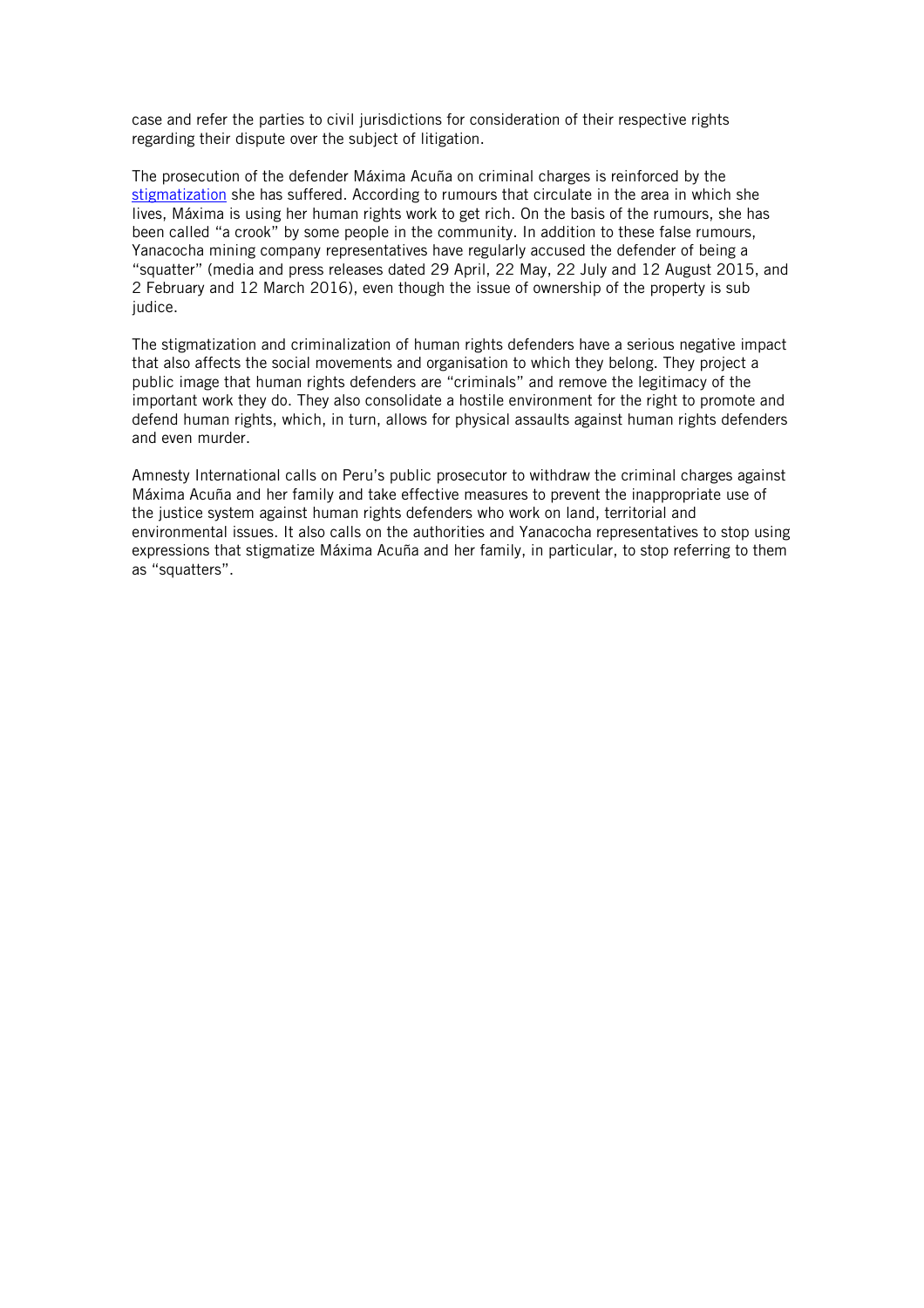case and refer the parties to civil jurisdictions for consideration of their respective rights regarding their dispute over the subject of litigation.

The prosecution of the defender Máxima Acuña on criminal charges is reinforced by the stigmatization she has suffered. According to rumours that circulate in the area in which she lives, Máxima is using her human rights work to get rich. On the basis of the rumours, she has been called "a crook" by some people in the community. In addition to these false rumours, Yanacocha mining company representatives have regularly accused the defender of being a "squatter" (media and press releases dated 29 April, 22 May, 22 July and 12 August 2015, and 2 February and 12 March 2016), even though the issue of ownership of the property is sub judice.

The stigmatization and criminalization of human rights defenders have a serious negative impact that also affects the social movements and organisation to which they belong. They project a public image that human rights defenders are "criminals" and remove the legitimacy of the important work they do. They also consolidate a hostile environment for the right to promote and defend human rights, which, in turn, allows for physical assaults against human rights defenders and even murder.

Amnesty International calls on Peru's public prosecutor to withdraw the criminal charges against Máxima Acuña and her family and take effective measures to prevent the inappropriate use of the justice system against human rights defenders who work on land, territorial and environmental issues. It also calls on the authorities and Yanacocha representatives to stop using expressions that stigmatize Máxima Acuña and her family, in particular, to stop referring to them as "squatters".